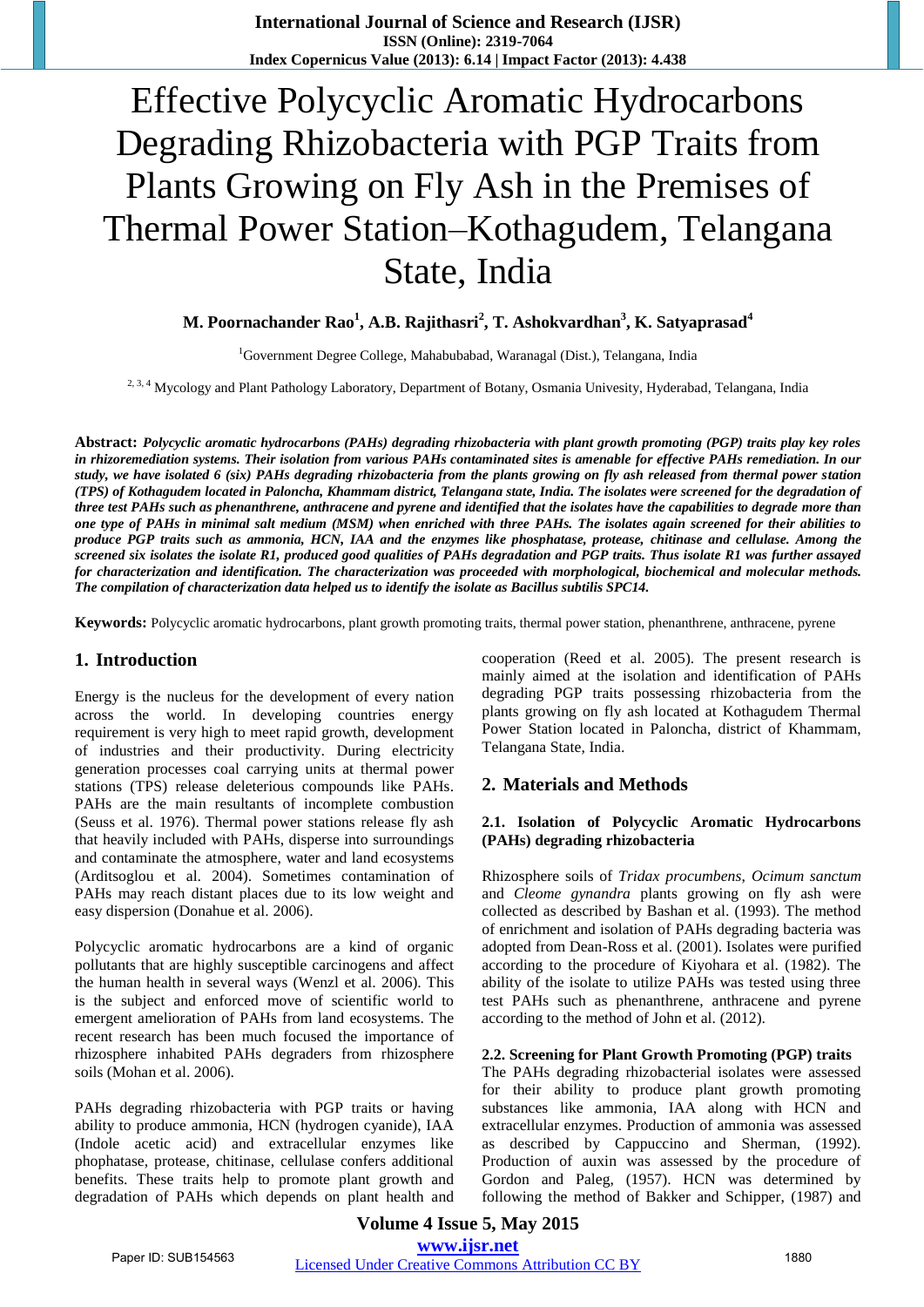# Effective Polycyclic Aromatic Hydrocarbons Degrading Rhizobacteria with PGP Traits from Plants Growing on Fly Ash in the Premises of Thermal Power Station–Kothagudem, Telangana State, India

**M. Poornachander Rao[1], A.B. Rajithasri[2], T. Ashokvardhan[3], K. Satyaprasad[4]**

[1]Government Degree College, Mahabubabad, Waranagal (Dist.), Telangana, India

[2, 3, 4] Mycology and Plant Pathology Laboratory, Department of Botany, Osmania Univesity, Hyderabad, Telangana, India

**Abstract:** ***Polycyclic aromatic hydrocarbons (PAHs) degrading rhizobacteria with plant growth promoting (PGP) traits play key roles in rhizoremediation systems. Their isolation from various PAHs contaminated sites is amenable for effective PAHs remediation. In our study, we have isolated 6 (six) PAHs degrading rhizobacteria from the plants growing on fly ash released from thermal power station (TPS) of Kothagudem located in Paloncha, Khammam district, Telangana state, India. The isolates were screened for the degradation of three test PAHs such as phenanthrene, anthracene and pyrene and identified that the isolates have the capabilities to degrade more than one type of PAHs in minimal salt medium (MSM) when enriched with three PAHs. The isolates again screened for their abilities to produce PGP traits such as ammonia, HCN, IAA and the enzymes like phosphatase, protease, chitinase and cellulase. Among the screened six isolates the isolate R1, produced good qualities of PAHs degradation and PGP traits. Thus isolate R1 was further assayed for characterization and identification. The characterization was proceeded with morphological, biochemical and molecular methods. The compilation of characterization data helped us to identify the isolate as Bacillus subtilis SPC14.***

**Keywords:** Polycyclic aromatic hydrocarbons, plant growth promoting traits, thermal power station, phenanthrene, anthracene, pyrene

## 1. Introduction

Energy is the nucleus for the development of every nation across the world. In developing countries energy requirement is very high to meet rapid growth, development of industries and their productivity. During electricity generation processes coal carrying units at thermal power stations (TPS) release deleterious compounds like PAHs. PAHs are the main resultants of incomplete combustion (Seuss et al. 1976). Thermal power stations release fly ash that heavily included with PAHs, disperse into surroundings and contaminate the atmosphere, water and land ecosystems (Arditsoglou et al. 2004). Sometimes contamination of PAHs may reach distant places due to its low weight and easy dispersion (Donahue et al. 2006).

Polycyclic aromatic hydrocarbons are a kind of organic pollutants that are highly susceptible carcinogens and affect the human health in several ways (Wenzl et al. 2006). This is the subject and enforced move of scientific world to emergent amelioration of PAHs from land ecosystems. The recent research has been much focused the importance of rhizosphere inhabited PAHs degraders from rhizosphere soils (Mohan et al. 2006).

PAHs degrading rhizobacteria with PGP traits or having ability to produce ammonia, HCN (hydrogen cyanide), IAA (Indole acetic acid) and extracellular enzymes like phophatase, protease, chitinase, cellulase confers additional benefits. These traits help to promote plant growth and degradation of PAHs which depends on plant health and cooperation (Reed et al. 2005). The present research is mainly aimed at the isolation and identification of PAHs degrading PGP traits possessing rhizobacteria from the plants growing on fly ash located at Kothagudem Thermal Power Station located in Paloncha, district of Khammam, Telangana State, India.

## 2. Materials and Methods

### 2.1. Isolation of Polycyclic Aromatic Hydrocarbons (PAHs) degrading rhizobacteria

Rhizosphere soils of *Tridax procumbens, Ocimum sanctum* and *Cleome gynandra* plants growing on fly ash were collected as described by Bashan et al. (1993). The method of enrichment and isolation of PAHs degrading bacteria was adopted from Dean-Ross et al. (2001). Isolates were purified according to the procedure of Kiyohara et al. (1982). The ability of the isolate to utilize PAHs was tested using three test PAHs such as phenanthrene, anthracene and pyrene according to the method of John et al. (2012).

### 2.2. Screening for Plant Growth Promoting (PGP) traits

The PAHs degrading rhizobacterial isolates were assessed for their ability to produce plant growth promoting substances like ammonia, IAA along with HCN and extracellular enzymes. Production of ammonia was assessed as described by Cappuccino and Sherman, (1992). Production of auxin was assessed by the procedure of Gordon and Paleg, (1957). HCN was determined by following the method of Bakker and Schipper, (1987) and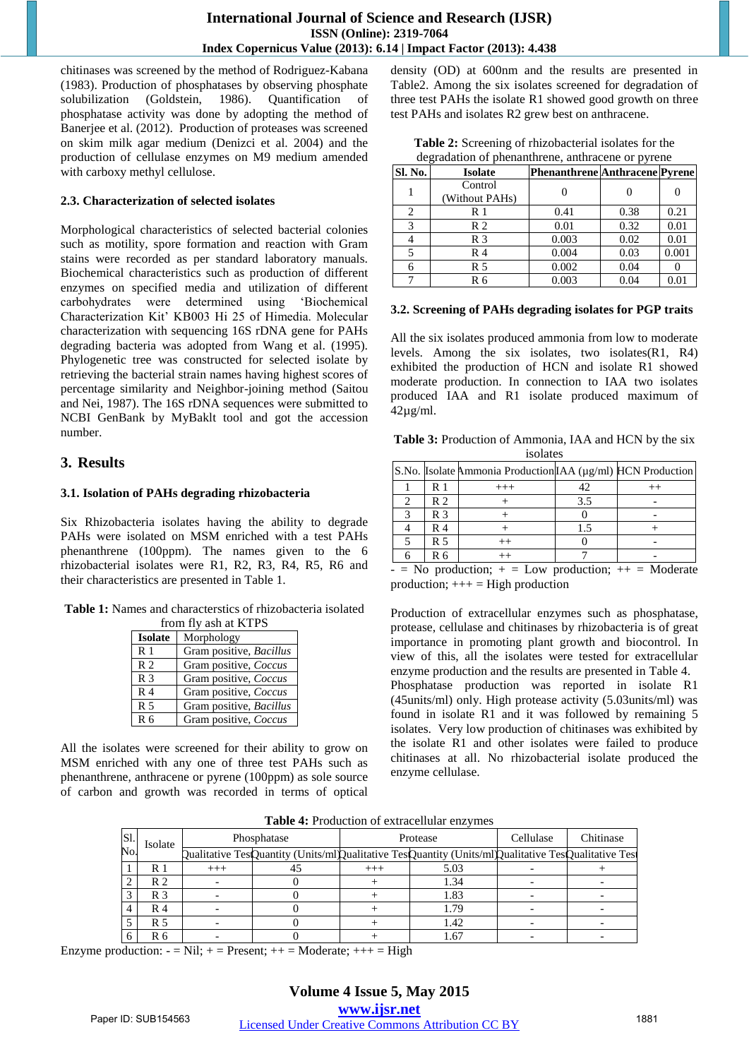chitinases was screened by the method of Rodriguez-Kabana (1983). Production of phosphatases by observing phosphate solubilization (Goldstein, 1986). Quantification of phosphatase activity was done by adopting the method of Banerjee et al. (2012). Production of proteases was screened on skim milk agar medium (Denizci et al. 2004) and the production of cellulase enzymes on M9 medium amended with carboxy methyl cellulose.

### 2.3. Characterization of selected isolates

Morphological characteristics of selected bacterial colonies such as motility, spore formation and reaction with Gram stains were recorded as per standard laboratory manuals. Biochemical characteristics such as production of different enzymes on specified media and utilization of different carbohydrates were determined using 'Biochemical Characterization Kit' KB003 Hi 25 of Himedia. Molecular characterization with sequencing 16S rDNA gene for PAHs degrading bacteria was adopted from Wang et al. (1995). Phylogenetic tree was constructed for selected isolate by retrieving the bacterial strain names having highest scores of percentage similarity and Neighbor-joining method (Saitou and Nei, 1987). The 16S rDNA sequences were submitted to NCBI GenBank by MyBaklt tool and got the accession number.

## 3. Results

### 3.1. Isolation of PAHs degrading rhizobacteria

Six Rhizobacteria isolates having the ability to degrade PAHs were isolated on MSM enriched with a test PAHs phenanthrene (100ppm). The names given to the 6 rhizobacterial isolates were R1, R2, R3, R4, R5, R6 and their characteristics are presented in Table 1.

**Table 1:** Names and characterstics of rhizobacteria isolated from fly ash at KTPS

| Isolate | Morphology |
|---|---|
| R 1 | Gram positive, *Bacillus* |
| R 2 | Gram positive, *Coccus* |
| R 3 | Gram positive, *Coccus* |
| R 4 | Gram positive, *Coccus* |
| R 5 | Gram positive, *Bacillus* |
| R 6 | Gram positive, *Coccus* |

All the isolates were screened for their ability to grow on MSM enriched with any one of three test PAHs such as phenanthrene, anthracene or pyrene (100ppm) as sole source of carbon and growth was recorded in terms of optical density (OD) at 600nm and the results are presented in Table2. Among the six isolates screened for degradation of three test PAHs the isolate R1 showed good growth on three test PAHs and isolates R2 grew best on anthracene.

**Table 2:** Screening of rhizobacterial isolates for the degradation of phenanthrene, anthracene or pyrene

| Sl. No. | Isolate | Phenanthrene | Anthracene | Pyrene |
|---|---|---|---|---|
| 1 | Control (Without PAHs) | 0 | 0 | 0 |
| 2 | R 1 | 0.41 | 0.38 | 0.21 |
| 3 | R 2 | 0.01 | 0.32 | 0.01 |
| 4 | R 3 | 0.003 | 0.02 | 0.01 |
| 5 | R 4 | 0.004 | 0.03 | 0.001 |
| 6 | R 5 | 0.002 | 0.04 | 0 |
| 7 | R 6 | 0.003 | 0.04 | 0.01 |

### 3.2. Screening of PAHs degrading isolates for PGP traits

All the six isolates produced ammonia from low to moderate levels. Among the six isolates, two isolates(R1, R4) exhibited the production of HCN and isolate R1 showed moderate production. In connection to IAA two isolates produced IAA and R1 isolate produced maximum of 42µg/ml.

**Table 3:** Production of Ammonia, IAA and HCN by the six isolates

| S.No. | Isolate | Ammonia Production | IAA (µg/ml) | HCN Production |
|---|---|---|---|---|
| 1 | R 1 | +++ | 42 | ++ |
| 2 | R 2 | + | 3.5 | - |
| 3 | R 3 | + | 0 | - |
| 4 | R 4 | + | 1.5 | + |
| 5 | R 5 | ++ | 0 | - |
| 6 | R 6 | ++ | 7 | - |

- = No production; + = Low production; ++ = Moderate production; +++ = High production

Production of extracellular enzymes such as phosphatase, protease, cellulase and chitinases by rhizobacteria is of great importance in promoting plant growth and biocontrol. In view of this, all the isolates were tested for extracellular enzyme production and the results are presented in Table 4. Phosphatase production was reported in isolate R1 (45units/ml) only. High protease activity (5.03units/ml) was found in isolate R1 and it was followed by remaining 5 isolates. Very low production of chitinases was exhibited by the isolate R1 and other isolates were failed to produce chitinases at all. No rhizobacterial isolate produced the enzyme cellulase.

**Table 4:** Production of extracellular enzymes

| Sl. No. | Isolate | Phosphatase | | Protease | | Cellulase | Chitinase |
|---|---|---|---|---|---|---|---|
| | | Qualitative Test | Quantity (Units/ml) | Qualitative Test | Quantity (Units/ml) | Qualitative Test | Qualitative Test |
| 1 | R 1 | +++ | 45 | +++ | 5.03 | - | + |
| 2 | R 2 | - | 0 | + | 1.34 | - | - |
| 3 | R 3 | - | 0 | + | 1.83 | - | - |
| 4 | R 4 | - | 0 | + | 1.79 | - | - |
| 5 | R 5 | - | 0 | + | 1.42 | - | - |
| 6 | R 6 | - | 0 | + | 1.67 | - | - |

Enzyme production: - = Nil; + = Present; ++ = Moderate; +++ = High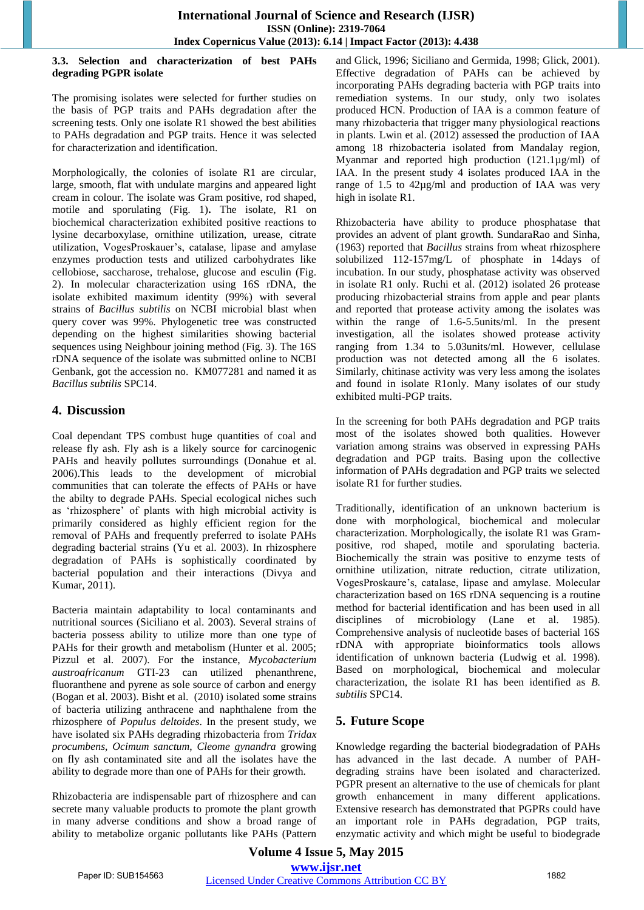### 3.3. Selection and characterization of best PAHs degrading PGPR isolate

The promising isolates were selected for further studies on the basis of PGP traits and PAHs degradation after the screening tests. Only one isolate R1 showed the best abilities to PAHs degradation and PGP traits. Hence it was selected for characterization and identification.

Morphologically, the colonies of isolate R1 are circular, large, smooth, flat with undulate margins and appeared light cream in colour. The isolate was Gram positive, rod shaped, motile and sporulating (Fig. 1). The isolate, R1 on biochemical characterization exhibited positive reactions to lysine decarboxylase, ornithine utilization, urease, citrate utilization, VogesProskauer's, catalase, lipase and amylase enzymes production tests and utilized carbohydrates like cellobiose, saccharose, trehalose, glucose and esculin (Fig. 2). In molecular characterization using 16S rDNA, the isolate exhibited maximum identity (99%) with several strains of *Bacillus subtilis* on NCBI microbial blast when query cover was 99%. Phylogenetic tree was constructed depending on the highest similarities showing bacterial sequences using Neighbour joining method (Fig. 3). The 16S rDNA sequence of the isolate was submitted online to NCBI Genbank, got the accession no. KM077281 and named it as *Bacillus subtilis* SPC14.

## 4. Discussion

Coal dependant TPS combust huge quantities of coal and release fly ash. Fly ash is a likely source for carcinogenic PAHs and heavily pollutes surroundings (Donahue et al. 2006).This leads to the development of microbial communities that can tolerate the effects of PAHs or have the abilty to degrade PAHs. Special ecological niches such as 'rhizosphere' of plants with high microbial activity is primarily considered as highly efficient region for the removal of PAHs and frequently preferred to isolate PAHs degrading bacterial strains (Yu et al. 2003). In rhizosphere degradation of PAHs is sophistically coordinated by bacterial population and their interactions (Divya and Kumar, 2011).

Bacteria maintain adaptability to local contaminants and nutritional sources (Siciliano et al. 2003). Several strains of bacteria possess ability to utilize more than one type of PAHs for their growth and metabolism (Hunter et al. 2005; Pizzul et al. 2007). For the instance, *Mycobacterium austroafricanum* GTI-23 can utilized phenanthrene, fluoranthene and pyrene as sole source of carbon and energy (Bogan et al. 2003). Bisht et al. (2010) isolated some strains of bacteria utilizing anthracene and naphthalene from the rhizosphere of *Populus deltoides*. In the present study, we have isolated six PAHs degrading rhizobacteria from *Tridax procumbens*, *Ocimum sanctum*, *Cleome gynandra* growing on fly ash contaminated site and all the isolates have the ability to degrade more than one of PAHs for their growth.

Rhizobacteria are indispensable part of rhizosphere and can secrete many valuable products to promote the plant growth in many adverse conditions and show a broad range of ability to metabolize organic pollutants like PAHs (Pattern and Glick, 1996; Siciliano and Germida, 1998; Glick, 2001). Effective degradation of PAHs can be achieved by incorporating PAHs degrading bacteria with PGP traits into remediation systems. In our study, only two isolates produced HCN. Production of IAA is a common feature of many rhizobacteria that trigger many physiological reactions in plants. Lwin et al. (2012) assessed the production of IAA among 18 rhizobacteria isolated from Mandalay region, Myanmar and reported high production (121.1µg/ml) of IAA. In the present study 4 isolates produced IAA in the range of 1.5 to 42µg/ml and production of IAA was very high in isolate R1.

Rhizobacteria have ability to produce phosphatase that provides an advent of plant growth. SundaraRao and Sinha, (1963) reported that *Bacillus* strains from wheat rhizosphere solubilized 112-157mg/L of phosphate in 14days of incubation. In our study, phosphatase activity was observed in isolate R1 only. Ruchi et al. (2012) isolated 26 protease producing rhizobacterial strains from apple and pear plants and reported that protease activity among the isolates was within the range of 1.6-5.5units/ml. In the present investigation, all the isolates showed protease activity ranging from 1.34 to 5.03units/ml. However, cellulase production was not detected among all the 6 isolates. Similarly, chitinase activity was very less among the isolates and found in isolate R1only. Many isolates of our study exhibited multi-PGP traits.

In the screening for both PAHs degradation and PGP traits most of the isolates showed both qualities. However variation among strains was observed in expressing PAHs degradation and PGP traits. Basing upon the collective information of PAHs degradation and PGP traits we selected isolate R1 for further studies.

Traditionally, identification of an unknown bacterium is done with morphological, biochemical and molecular characterization. Morphologically, the isolate R1 was Gram-positive, rod shaped, motile and sporulating bacteria. Biochemically the strain was positive to enzyme tests of ornithine utilization, nitrate reduction, citrate utilization, VogesProskaure's, catalase, lipase and amylase. Molecular characterization based on 16S rDNA sequencing is a routine method for bacterial identification and has been used in all disciplines of microbiology (Lane et al. 1985). Comprehensive analysis of nucleotide bases of bacterial 16S rDNA with appropriate bioinformatics tools allows identification of unknown bacteria (Ludwig et al. 1998). Based on morphological, biochemical and molecular characterization, the isolate R1 has been identified as *B. subtilis* SPC14.

## 5. Future Scope

Knowledge regarding the bacterial biodegradation of PAHs has advanced in the last decade. A number of PAH-degrading strains have been isolated and characterized. PGPR present an alternative to the use of chemicals for plant growth enhancement in many different applications. Extensive research has demonstrated that PGPRs could have an important role in PAHs degradation, PGP traits, enzymatic activity and which might be useful to biodegrade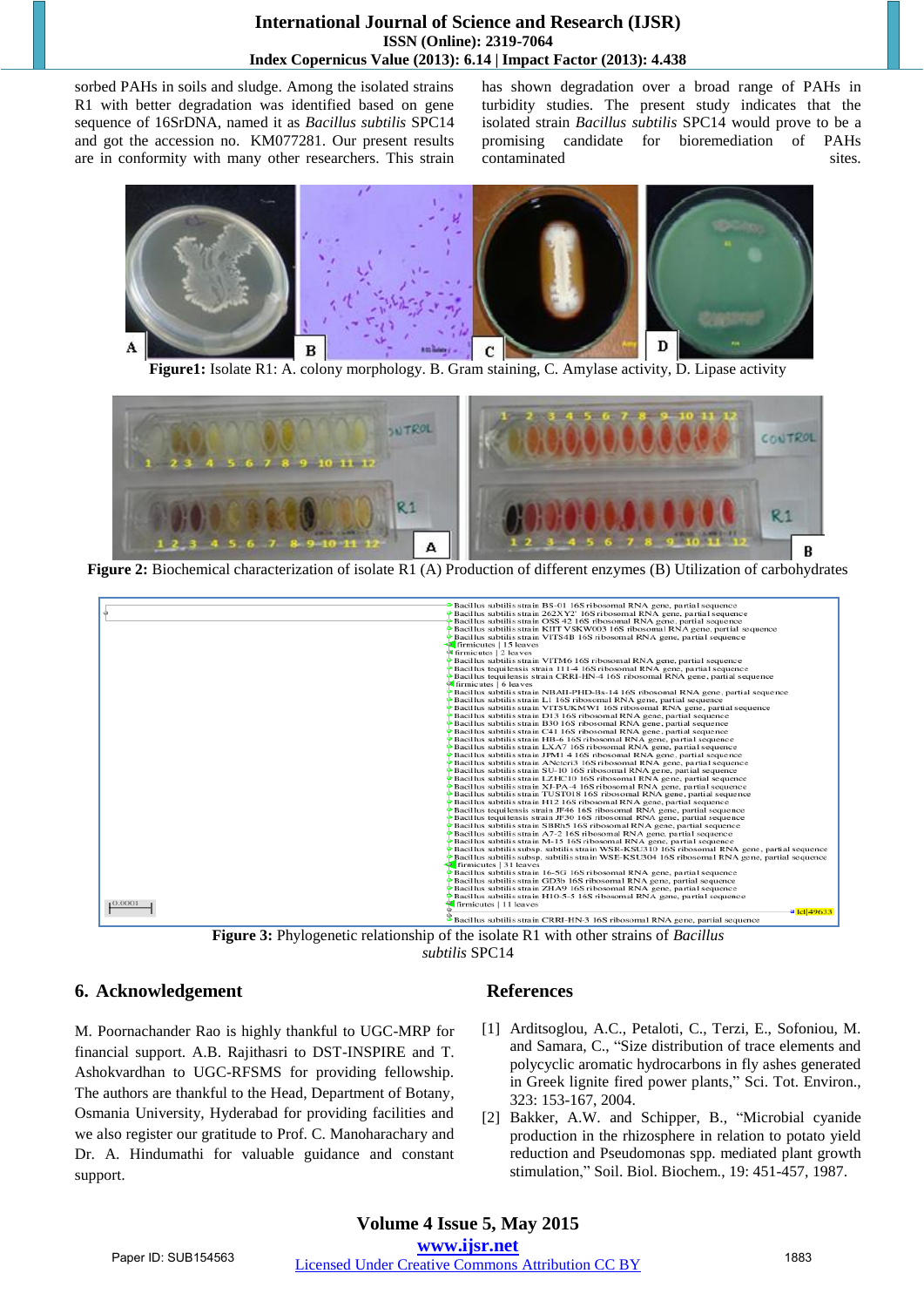sorbed PAHs in soils and sludge. Among the isolated strains R1 with better degradation was identified based on gene sequence of 16SrDNA, named it as *Bacillus subtilis* SPC14 and got the accession no. KM077281. Our present results are in conformity with many other researchers. This strain has shown degradation over a broad range of PAHs in turbidity studies. The present study indicates that the isolated strain *Bacillus subtilis* SPC14 would prove to be a promising candidate for bioremediation of PAHs contaminated sites.

**Figure1:** Isolate R1: A. colony morphology. B. Gram staining, C. Amylase activity, D. Lipase activity

**Figure 2:** Biochemical characterization of isolate R1 (A) Production of different enzymes (B) Utilization of carbohydrates

**Figure 3:** Phylogenetic relationship of the isolate R1 with other strains of *Bacillus subtilis* SPC14

## 6. Acknowledgement

M. Poornachander Rao is highly thankful to UGC-MRP for financial support. A.B. Rajithasri to DST-INSPIRE and T. Ashokvardhan to UGC-RFSMS for providing fellowship. The authors are thankful to the Head, Department of Botany, Osmania University, Hyderabad for providing facilities and we also register our gratitude to Prof. C. Manoharachary and Dr. A. Hindumathi for valuable guidance and constant support.

## References

[1] Arditsoglou, A.C., Petaloti, C., Terzi, E., Sofoniou, M. and Samara, C., "Size distribution of trace elements and polycyclic aromatic hydrocarbons in fly ashes generated in Greek lignite fired power plants," Sci. Tot. Environ., 323: 153-167, 2004.

[2] Bakker, A.W. and Schipper, B., "Microbial cyanide production in the rhizosphere in relation to potato yield reduction and Pseudomonas spp. mediated plant growth stimulation," Soil. Biol. Biochem., 19: 451-457, 1987.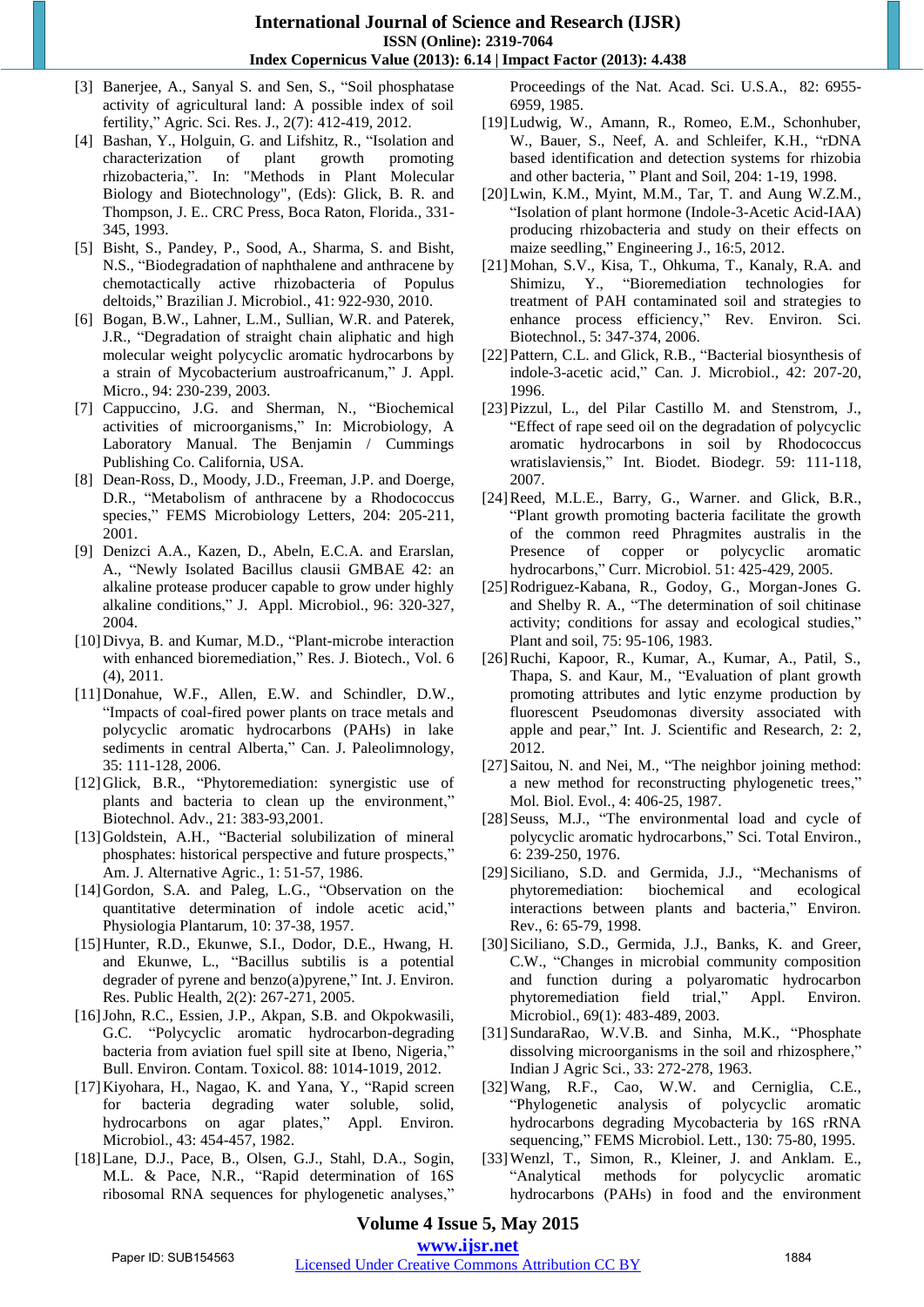[3] Banerjee, A., Sanyal S. and Sen, S., "Soil phosphatase activity of agricultural land: A possible index of soil fertility," Agric. Sci. Res. J., 2(7): 412-419, 2012.

[4] Bashan, Y., Holguin, G. and Lifshitz, R., "Isolation and characterization of plant growth promoting rhizobacteria,". In: "Methods in Plant Molecular Biology and Biotechnology", (Eds): Glick, B. R. and Thompson, J. E.. CRC Press, Boca Raton, Florida., 331-345, 1993.

[5] Bisht, S., Pandey, P., Sood, A., Sharma, S. and Bisht, N.S., "Biodegradation of naphthalene and anthracene by chemotactically active rhizobacteria of Populus deltoids," Brazilian J. Microbiol., 41: 922-930, 2010.

[6] Bogan, B.W., Lahner, L.M., Sullian, W.R. and Paterek, J.R., "Degradation of straight chain aliphatic and high molecular weight polycyclic aromatic hydrocarbons by a strain of Mycobacterium austroafricanum," J. Appl. Micro., 94: 230-239, 2003.

[7] Cappuccino, J.G. and Sherman, N., "Biochemical activities of microorganisms," In: Microbiology, A Laboratory Manual. The Benjamin / Cummings Publishing Co. California, USA.

[8] Dean-Ross, D., Moody, J.D., Freeman, J.P. and Doerge, D.R., "Metabolism of anthracene by a Rhodococcus species," FEMS Microbiology Letters, 204: 205-211, 2001.

[9] Denizci A.A., Kazen, D., Abeln, E.C.A. and Erarslan, A., "Newly Isolated Bacillus clausii GMBAE 42: an alkaline protease producer capable to grow under highly alkaline conditions," J. Appl. Microbiol., 96: 320-327, 2004.

[10] Divya, B. and Kumar, M.D., "Plant-microbe interaction with enhanced bioremediation," Res. J. Biotech., Vol. 6 (4), 2011.

[11] Donahue, W.F., Allen, E.W. and Schindler, D.W., "Impacts of coal-fired power plants on trace metals and polycyclic aromatic hydrocarbons (PAHs) in lake sediments in central Alberta," Can. J. Paleolimnology, 35: 111-128, 2006.

[12] Glick, B.R., "Phytoremediation: synergistic use of plants and bacteria to clean up the environment," Biotechnol. Adv., 21: 383-93,2001.

[13] Goldstein, A.H., "Bacterial solubilization of mineral phosphates: historical perspective and future prospects," Am. J. Alternative Agric., 1: 51-57, 1986.

[14] Gordon, S.A. and Paleg, L.G., "Observation on the quantitative determination of indole acetic acid," Physiologia Plantarum, 10: 37-38, 1957.

[15] Hunter, R.D., Ekunwe, S.I., Dodor, D.E., Hwang, H. and Ekunwe, L., "Bacillus subtilis is a potential degrader of pyrene and benzo(a)pyrene," Int. J. Environ. Res. Public Health, 2(2): 267-271, 2005.

[16] John, R.C., Essien, J.P., Akpan, S.B. and Okpokwasili, G.C. "Polycyclic aromatic hydrocarbon-degrading bacteria from aviation fuel spill site at Ibeno, Nigeria," Bull. Environ. Contam. Toxicol. 88: 1014-1019, 2012.

[17] Kiyohara, H., Nagao, K. and Yana, Y., "Rapid screen for bacteria degrading water soluble, solid, hydrocarbons on agar plates," Appl. Environ. Microbiol., 43: 454-457, 1982.

[18] Lane, D.J., Pace, B., Olsen, G.J., Stahl, D.A., Sogin, M.L. & Pace, N.R., "Rapid determination of 16S ribosomal RNA sequences for phylogenetic analyses," Proceedings of the Nat. Acad. Sci. U.S.A., 82: 6955-6959, 1985.

[19] Ludwig, W., Amann, R., Romeo, E.M., Schonhuber, W., Bauer, S., Neef, A. and Schleifer, K.H., "rDNA based identification and detection systems for rhizobia and other bacteria, " Plant and Soil, 204: 1-19, 1998.

[20] Lwin, K.M., Myint, M.M., Tar, T. and Aung W.Z.M., "Isolation of plant hormone (Indole-3-Acetic Acid-IAA) producing rhizobacteria and study on their effects on maize seedling," Engineering J., 16:5, 2012.

[21] Mohan, S.V., Kisa, T., Ohkuma, T., Kanaly, R.A. and Shimizu, Y., "Bioremediation technologies for treatment of PAH contaminated soil and strategies to enhance process efficiency," Rev. Environ. Sci. Biotechnol., 5: 347-374, 2006.

[22] Pattern, C.L. and Glick, R.B., "Bacterial biosynthesis of indole-3-acetic acid," Can. J. Microbiol., 42: 207-20, 1996.

[23] Pizzul, L., del Pilar Castillo M. and Stenstrom, J., "Effect of rape seed oil on the degradation of polycyclic aromatic hydrocarbons in soil by Rhodococcus wratislaviensis," Int. Biodet. Biodegr. 59: 111-118, 2007.

[24] Reed, M.L.E., Barry, G., Warner. and Glick, B.R., "Plant growth promoting bacteria facilitate the growth of the common reed Phragmites australis in the Presence of copper or polycyclic aromatic hydrocarbons," Curr. Microbiol. 51: 425-429, 2005.

[25] Rodriguez-Kabana, R., Godoy, G., Morgan-Jones G. and Shelby R. A., "The determination of soil chitinase activity; conditions for assay and ecological studies," Plant and soil, 75: 95-106, 1983.

[26] Ruchi, Kapoor, R., Kumar, A., Kumar, A., Patil, S., Thapa, S. and Kaur, M., "Evaluation of plant growth promoting attributes and lytic enzyme production by fluorescent Pseudomonas diversity associated with apple and pear," Int. J. Scientific and Research, 2: 2, 2012.

[27] Saitou, N. and Nei, M., "The neighbor joining method: a new method for reconstructing phylogenetic trees," Mol. Biol. Evol., 4: 406-25, 1987.

[28] Seuss, M.J., "The environmental load and cycle of polycyclic aromatic hydrocarbons," Sci. Total Environ., 6: 239-250, 1976.

[29] Siciliano, S.D. and Germida, J.J., "Mechanisms of phytoremediation: biochemical and ecological interactions between plants and bacteria," Environ. Rev., 6: 65-79, 1998.

[30] Siciliano, S.D., Germida, J.J., Banks, K. and Greer, C.W., "Changes in microbial community composition and function during a polyaromatic hydrocarbon phytoremediation field trial," Appl. Environ. Microbiol., 69(1): 483-489, 2003.

[31] SundaraRao, W.V.B. and Sinha, M.K., "Phosphate dissolving microorganisms in the soil and rhizosphere," Indian J Agric Sci., 33: 272-278, 1963.

[32] Wang, R.F., Cao, W.W. and Cerniglia, C.E., "Phylogenetic analysis of polycyclic aromatic hydrocarbons degrading Mycobacteria by 16S rRNA sequencing," FEMS Microbiol. Lett., 130: 75-80, 1995.

[33] Wenzl, T., Simon, R., Kleiner, J. and Anklam. E., "Analytical methods for polycyclic aromatic hydrocarbons (PAHs) in food and the environment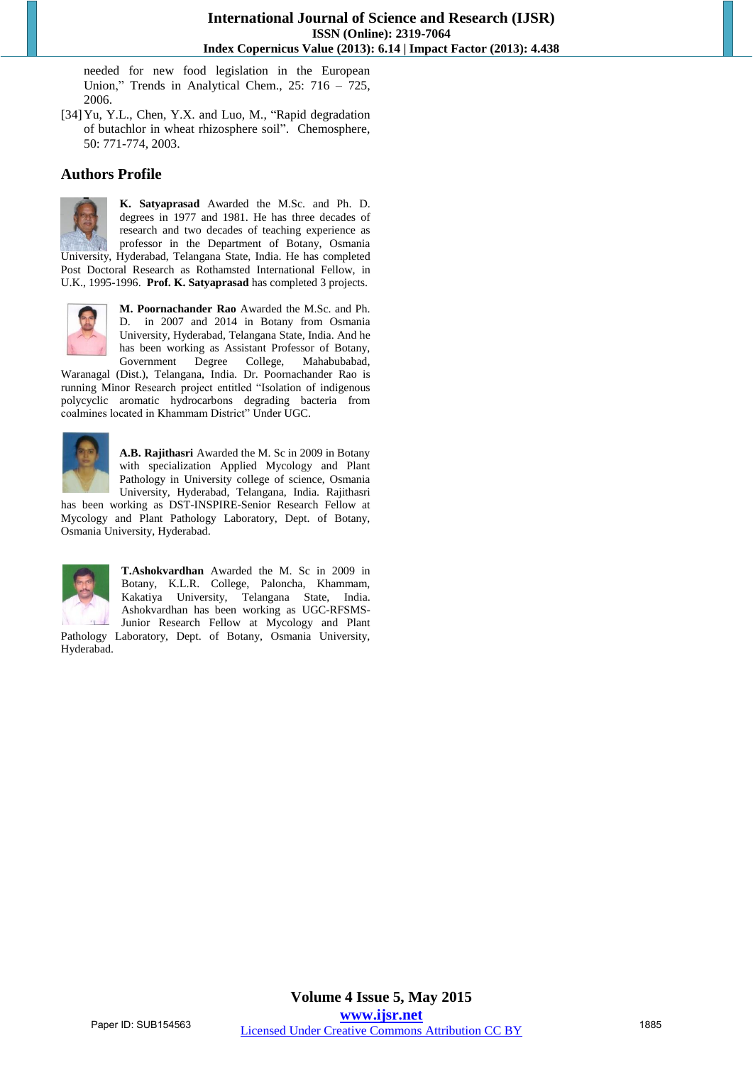needed for new food legislation in the European Union," Trends in Analytical Chem., 25: 716 – 725, 2006.

[34] Yu, Y.L., Chen, Y.X. and Luo, M., "Rapid degradation of butachlor in wheat rhizosphere soil". Chemosphere, 50: 771-774, 2003.

## Authors Profile

**K. Satyaprasad** Awarded the M.Sc. and Ph. D. degrees in 1977 and 1981. He has three decades of research and two decades of teaching experience as professor in the Department of Botany, Osmania University, Hyderabad, Telangana State, India. He has completed Post Doctoral Research as Rothamsted International Fellow, in U.K., 1995-1996. **Prof. K. Satyaprasad** has completed 3 projects.

**M. Poornachander Rao** Awarded the M.Sc. and Ph. D. in 2007 and 2014 in Botany from Osmania University, Hyderabad, Telangana State, India. And he has been working as Assistant Professor of Botany, Government Degree College, Mahabubabad, Waranagal (Dist.), Telangana, India. Dr. Poornachander Rao is running Minor Research project entitled "Isolation of indigenous polycyclic aromatic hydrocarbons degrading bacteria from coalmines located in Khammam District" Under UGC.

**A.B. Rajithasri** Awarded the M. Sc in 2009 in Botany with specialization Applied Mycology and Plant Pathology in University college of science, Osmania University, Hyderabad, Telangana, India. Rajithasri has been working as DST-INSPIRE-Senior Research Fellow at Mycology and Plant Pathology Laboratory, Dept. of Botany, Osmania University, Hyderabad.

**T.Ashokvardhan** Awarded the M. Sc in 2009 in Botany, K.L.R. College, Paloncha, Khammam, Kakatiya University, Telangana State, India. Ashokvardhan has been working as UGC-RFSMS-Junior Research Fellow at Mycology and Plant Pathology Laboratory, Dept. of Botany, Osmania University, Hyderabad.